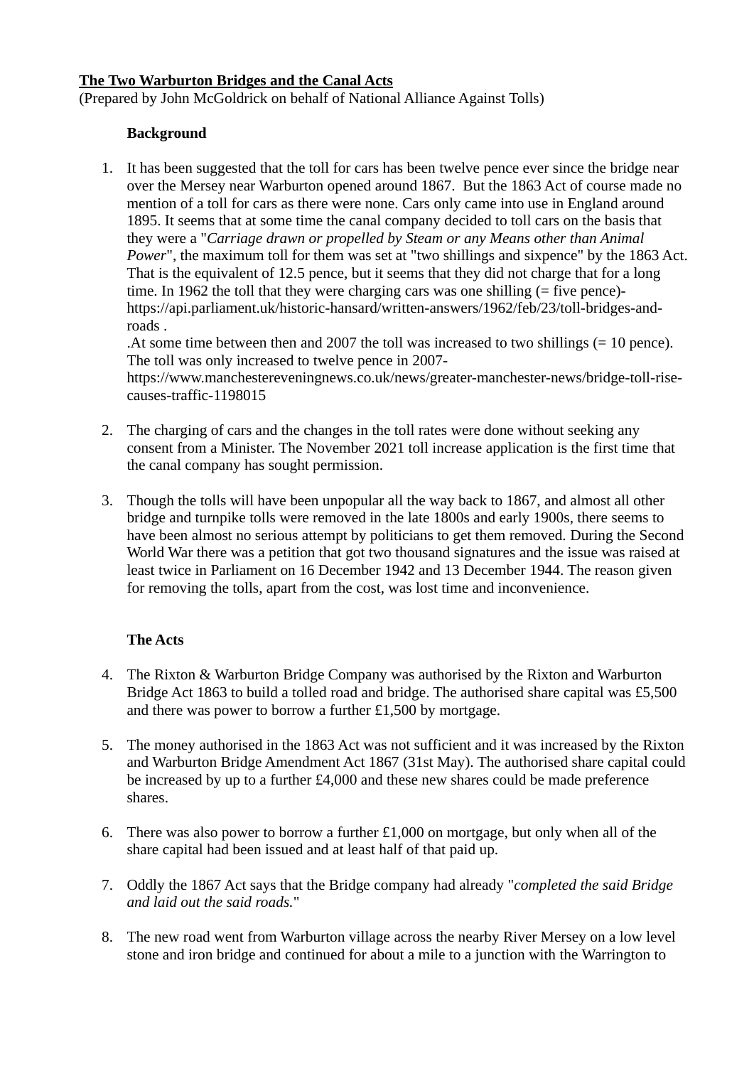**<u>The Two Warburton Bridges and the Canal Acts</u>**

(Prepared by John McGoldrick on behalf of National Alliance Against Tolls)

**Background**

1. It has been suggested that the toll for cars has been twelve pence ever since the bridge near over the Mersey near Warburton opened around 1867. But the 1863 Act of course made no mention of a toll for cars as there were none. Cars only came into use in England around 1895. It seems that at some time the canal company decided to toll cars on the basis that they were a "*Carriage drawn or propelled by Steam or any Means other than Animal Power*", the maximum toll for them was set at "two shillings and sixpence" by the 1863 Act. That is the equivalent of 12.5 pence, but it seems that they did not charge that for a long time. In 1962 the toll that they were charging cars was one shilling (= five pence)- https://api.parliament.uk/historic-hansard/written-answers/1962/feb/23/toll-bridges-and-roads .

   .At some time between then and 2007 the toll was increased to two shillings (= 10 pence). The toll was only increased to twelve pence in 2007- https://www.manchestereveningnews.co.uk/news/greater-manchester-news/bridge-toll-rise-causes-traffic-1198015

2. The charging of cars and the changes in the toll rates were done without seeking any consent from a Minister. The November 2021 toll increase application is the first time that the canal company has sought permission.

3. Though the tolls will have been unpopular all the way back to 1867, and almost all other bridge and turnpike tolls were removed in the late 1800s and early 1900s, there seems to have been almost no serious attempt by politicians to get them removed. During the Second World War there was a petition that got two thousand signatures and the issue was raised at least twice in Parliament on 16 December 1942 and 13 December 1944. The reason given for removing the tolls, apart from the cost, was lost time and inconvenience.

**The Acts**

4. The Rixton & Warburton Bridge Company was authorised by the Rixton and Warburton Bridge Act 1863 to build a tolled road and bridge. The authorised share capital was £5,500 and there was power to borrow a further £1,500 by mortgage.

5. The money authorised in the 1863 Act was not sufficient and it was increased by the Rixton and Warburton Bridge Amendment Act 1867 (31st May). The authorised share capital could be increased by up to a further £4,000 and these new shares could be made preference shares.

6. There was also power to borrow a further £1,000 on mortgage, but only when all of the share capital had been issued and at least half of that paid up.

7. Oddly the 1867 Act says that the Bridge company had already "*completed the said Bridge and laid out the said roads.*"

8. The new road went from Warburton village across the nearby River Mersey on a low level stone and iron bridge and continued for about a mile to a junction with the Warrington to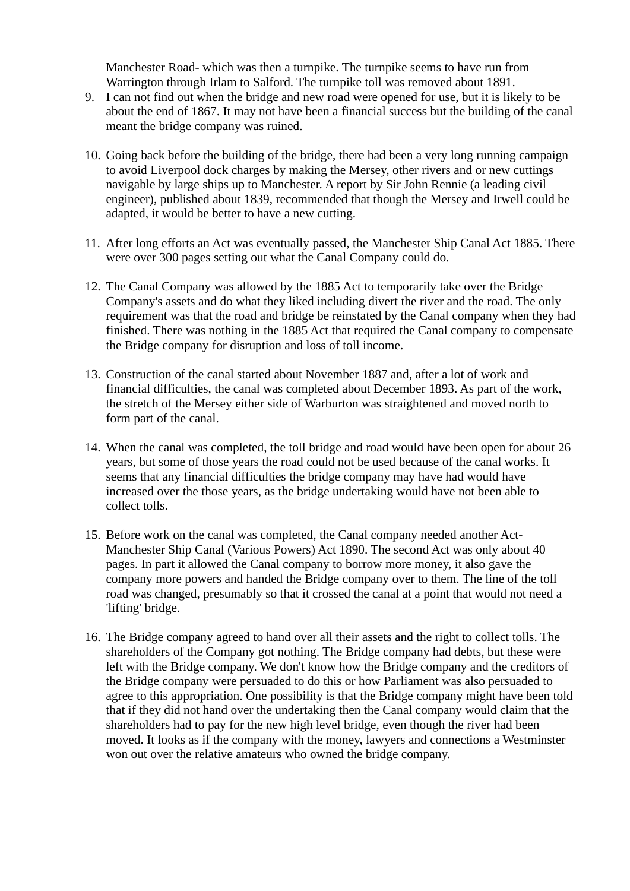Manchester Road- which was then a turnpike. The turnpike seems to have run from Warrington through Irlam to Salford. The turnpike toll was removed about 1891.

9. I can not find out when the bridge and new road were opened for use, but it is likely to be about the end of 1867. It may not have been a financial success but the building of the canal meant the bridge company was ruined.

10. Going back before the building of the bridge, there had been a very long running campaign to avoid Liverpool dock charges by making the Mersey, other rivers and or new cuttings navigable by large ships up to Manchester. A report by Sir John Rennie (a leading civil engineer), published about 1839, recommended that though the Mersey and Irwell could be adapted, it would be better to have a new cutting.

11. After long efforts an Act was eventually passed, the Manchester Ship Canal Act 1885. There were over 300 pages setting out what the Canal Company could do.

12. The Canal Company was allowed by the 1885 Act to temporarily take over the Bridge Company's assets and do what they liked including divert the river and the road. The only requirement was that the road and bridge be reinstated by the Canal company when they had finished. There was nothing in the 1885 Act that required the Canal company to compensate the Bridge company for disruption and loss of toll income.

13. Construction of the canal started about November 1887 and, after a lot of work and financial difficulties, the canal was completed about December 1893. As part of the work, the stretch of the Mersey either side of Warburton was straightened and moved north to form part of the canal.

14. When the canal was completed, the toll bridge and road would have been open for about 26 years, but some of those years the road could not be used because of the canal works. It seems that any financial difficulties the bridge company may have had would have increased over the those years, as the bridge undertaking would have not been able to collect tolls.

15. Before work on the canal was completed, the Canal company needed another Act- Manchester Ship Canal (Various Powers) Act 1890. The second Act was only about 40 pages. In part it allowed the Canal company to borrow more money, it also gave the company more powers and handed the Bridge company over to them. The line of the toll road was changed, presumably so that it crossed the canal at a point that would not need a 'lifting' bridge.

16. The Bridge company agreed to hand over all their assets and the right to collect tolls. The shareholders of the Company got nothing. The Bridge company had debts, but these were left with the Bridge company. We don't know how the Bridge company and the creditors of the Bridge company were persuaded to do this or how Parliament was also persuaded to agree to this appropriation. One possibility is that the Bridge company might have been told that if they did not hand over the undertaking then the Canal company would claim that the shareholders had to pay for the new high level bridge, even though the river had been moved. It looks as if the company with the money, lawyers and connections a Westminster won out over the relative amateurs who owned the bridge company.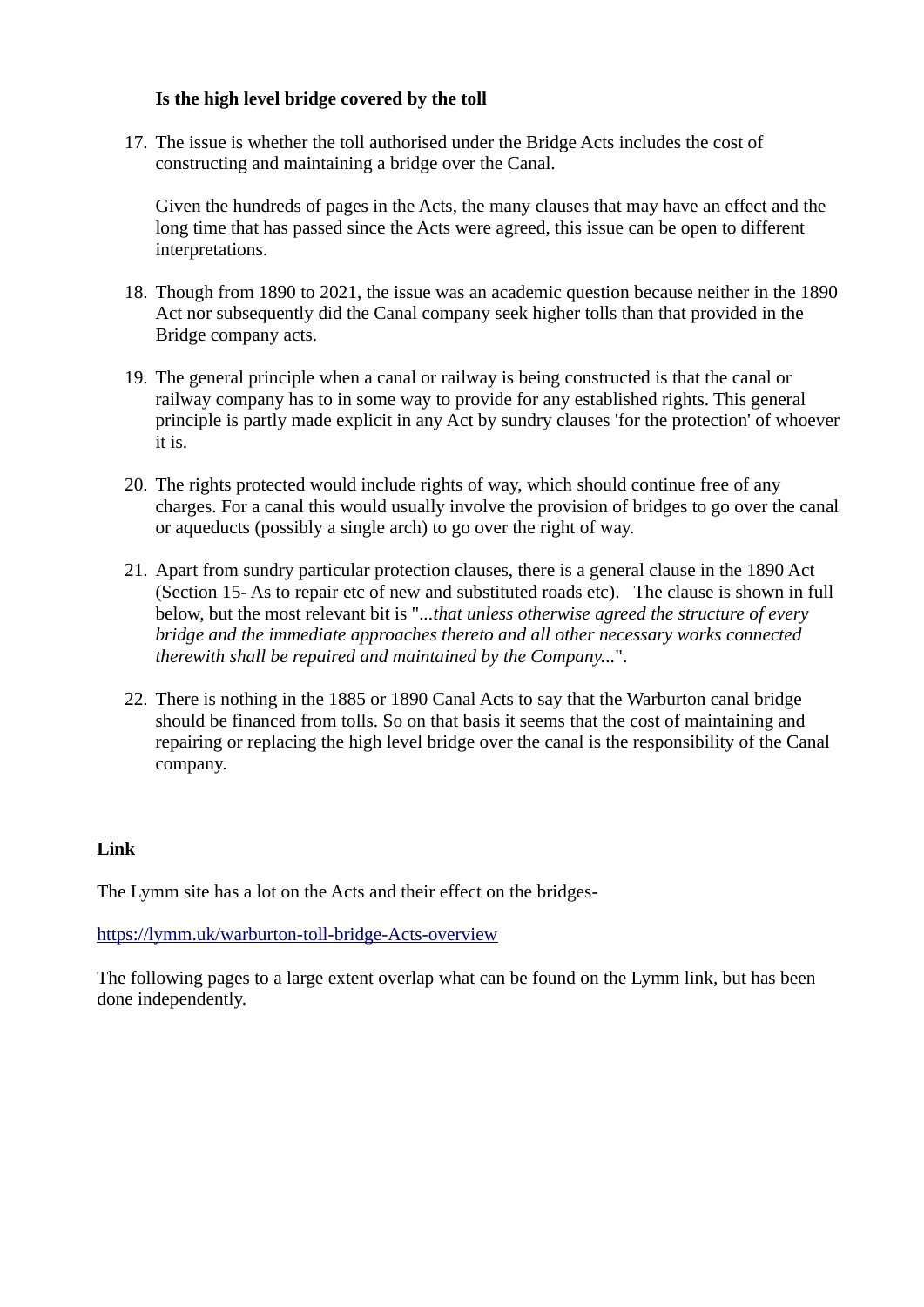**Is the high level bridge covered by the toll**

17. The issue is whether the toll authorised under the Bridge Acts includes the cost of constructing and maintaining a bridge over the Canal.

    Given the hundreds of pages in the Acts, the many clauses that may have an effect and the long time that has passed since the Acts were agreed, this issue can be open to different interpretations.

18. Though from 1890 to 2021, the issue was an academic question because neither in the 1890 Act nor subsequently did the Canal company seek higher tolls than that provided in the Bridge company acts.

19. The general principle when a canal or railway is being constructed is that the canal or railway company has to in some way to provide for any established rights. This general principle is partly made explicit in any Act by sundry clauses 'for the protection' of whoever it is.

20. The rights protected would include rights of way, which should continue free of any charges. For a canal this would usually involve the provision of bridges to go over the canal or aqueducts (possibly a single arch) to go over the right of way.

21. Apart from sundry particular protection clauses, there is a general clause in the 1890 Act (Section 15- As to repair etc of new and substituted roads etc). The clause is shown in full below, but the most relevant bit is "*...that unless otherwise agreed the structure of every bridge and the immediate approaches thereto and all other necessary works connected therewith shall be repaired and maintained by the Company...*".

22. There is nothing in the 1885 or 1890 Canal Acts to say that the Warburton canal bridge should be financed from tolls. So on that basis it seems that the cost of maintaining and repairing or replacing the high level bridge over the canal is the responsibility of the Canal company.

**<u>Link</u>**

The Lymm site has a lot on the Acts and their effect on the bridges-

[https://lymm.uk/warburton-toll-bridge-Acts-overview](https://lymm.uk/warburton-toll-bridge-Acts-overview)

The following pages to a large extent overlap what can be found on the Lymm link, but has been done independently.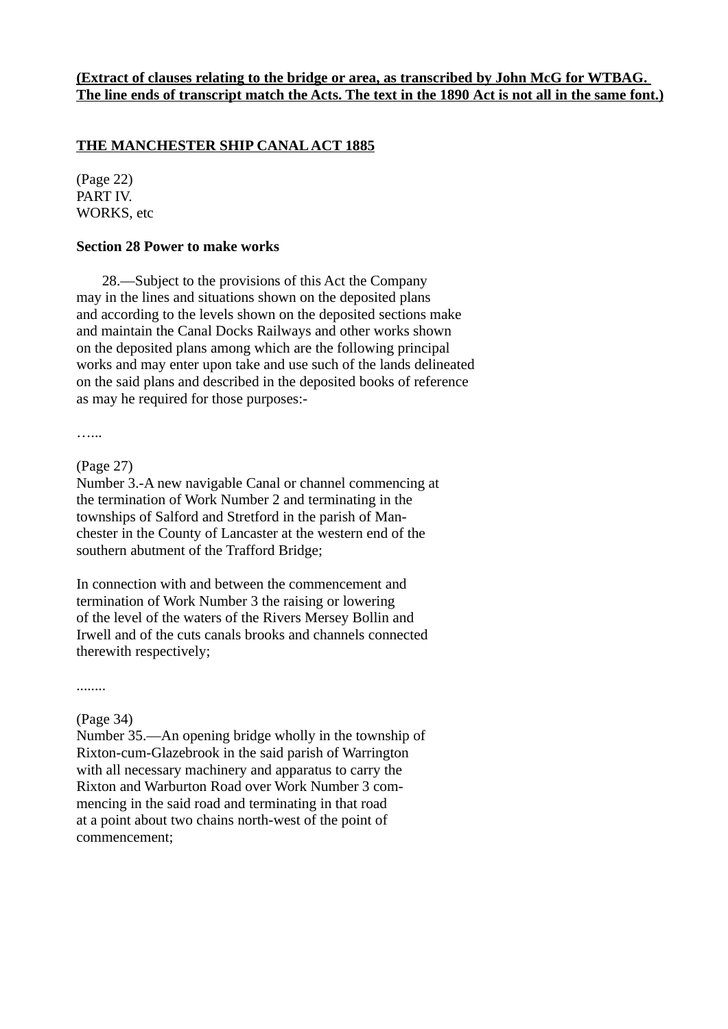**(Extract of clauses relating to the bridge or area, as transcribed by John McG for WTBAG. The line ends of transcript match the Acts. The text in the 1890 Act is not all in the same font.)**

## THE MANCHESTER SHIP CANAL ACT 1885

(Page 22)
PART IV.
WORKS, etc

### Section 28 Power to make works

28.—Subject to the provisions of this Act the Company
may in the lines and situations shown on the deposited plans
and according to the levels shown on the deposited sections make
and maintain the Canal Docks Railways and other works shown
on the deposited plans among which are the following principal
works and may enter upon take and use such of the lands delineated
on the said plans and described in the deposited books of reference
as may he required for those purposes:-

…...

(Page 27)
Number 3.-A new navigable Canal or channel commencing at
the termination of Work Number 2 and terminating in the
townships of Salford and Stretford in the parish of Man-
chester in the County of Lancaster at the western end of the
southern abutment of the Trafford Bridge;

In connection with and between the commencement and
termination of Work Number 3 the raising or lowering
of the level of the waters of the Rivers Mersey Bollin and
Irwell and of the cuts canals brooks and channels connected
therewith respectively;

........

(Page 34)
Number 35.—An opening bridge wholly in the township of
Rixton-cum-Glazebrook in the said parish of Warrington
with all necessary machinery and apparatus to carry the
Rixton and Warburton Road over Work Number 3 com-
mencing in the said road and terminating in that road
at a point about two chains north-west of the point of
commencement;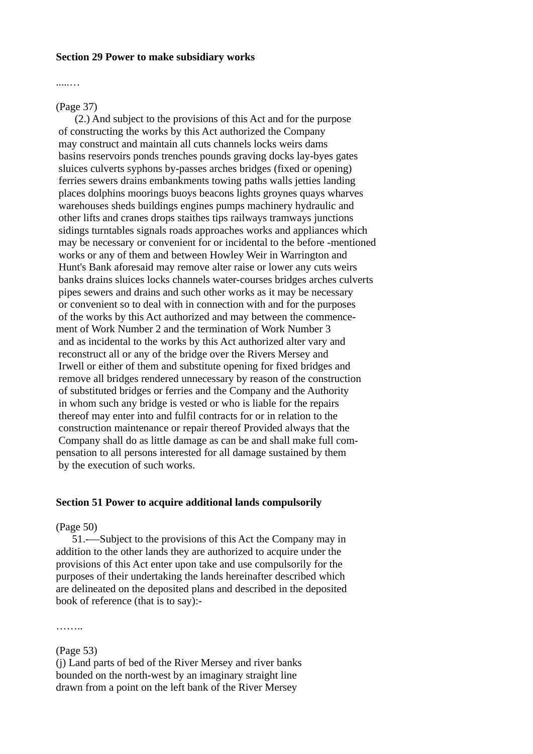**Section 29 Power to make subsidiary works**

.....…

(Page 37)

(2.) And subject to the provisions of this Act and for the purpose of constructing the works by this Act authorized the Company may construct and maintain all cuts channels locks weirs dams basins reservoirs ponds trenches pounds graving docks lay-byes gates sluices culverts syphons by-passes arches bridges (fixed or opening) ferries sewers drains embankments towing paths walls jetties landing places dolphins moorings buoys beacons lights groynes quays wharves warehouses sheds buildings engines pumps machinery hydraulic and other lifts and cranes drops staithes tips railways tramways junctions sidings turntables signals roads approaches works and appliances which may be necessary or convenient for or incidental to the before -mentioned works or any of them and between Howley Weir in Warrington and Hunt's Bank aforesaid may remove alter raise or lower any cuts weirs banks drains sluices locks channels water-courses bridges arches culverts pipes sewers and drains and such other works as it may be necessary or convenient so to deal with in connection with and for the purposes of the works by this Act authorized and may between the commencement of Work Number 2 and the termination of Work Number 3 and as incidental to the works by this Act authorized alter vary and reconstruct all or any of the bridge over the Rivers Mersey and Irwell or either of them and substitute opening for fixed bridges and remove all bridges rendered unnecessary by reason of the construction of substituted bridges or ferries and the Company and the Authority in whom such any bridge is vested or who is liable for the repairs thereof may enter into and fulfil contracts for or in relation to the construction maintenance or repair thereof Provided always that the Company shall do as little damage as can be and shall make full compensation to all persons interested for all damage sustained by them by the execution of such works.

**Section 51 Power to acquire additional lands compulsorily**

(Page 50)

51.-—Subject to the provisions of this Act the Company may in addition to the other lands they are authorized to acquire under the provisions of this Act enter upon take and use compulsorily for the purposes of their undertaking the lands hereinafter described which are delineated on the deposited plans and described in the deposited book of reference (that is to say):-

……..

(Page 53)

(j) Land parts of bed of the River Mersey and river banks bounded on the north-west by an imaginary straight line drawn from a point on the left bank of the River Mersey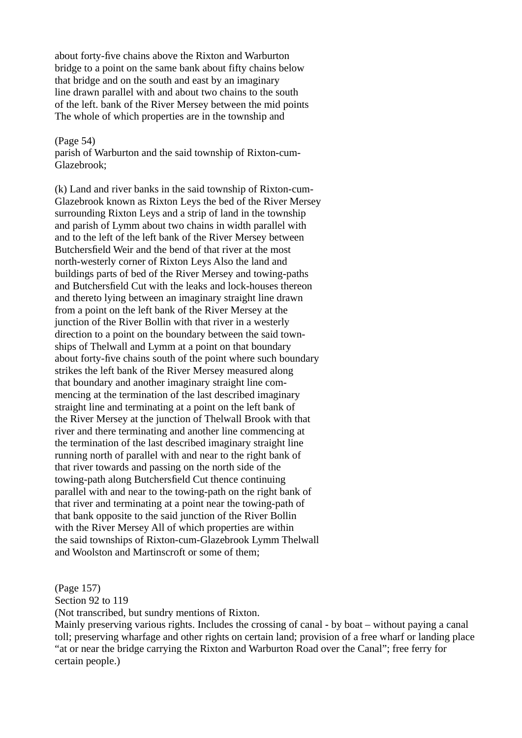about forty-five chains above the Rixton and Warburton bridge to a point on the same bank about fifty chains below that bridge and on the south and east by an imaginary line drawn parallel with and about two chains to the south of the left. bank of the River Mersey between the mid points The whole of which properties are in the township and

(Page 54)
parish of Warburton and the said township of Rixton-cum-Glazebrook;

(k) Land and river banks in the said township of Rixton-cum-Glazebrook known as Rixton Leys the bed of the River Mersey surrounding Rixton Leys and a strip of land in the township and parish of Lymm about two chains in width parallel with and to the left of the left bank of the River Mersey between Butchersfield Weir and the bend of that river at the most north-westerly corner of Rixton Leys Also the land and buildings parts of bed of the River Mersey and towing-paths and Butchersfield Cut with the leaks and lock-houses thereon and thereto lying between an imaginary straight line drawn from a point on the left bank of the River Mersey at the junction of the River Bollin with that river in a westerly direction to a point on the boundary between the said townships of Thelwall and Lymm at a point on that boundary about forty-five chains south of the point where such boundary strikes the left bank of the River Mersey measured along that boundary and another imaginary straight line commencing at the termination of the last described imaginary straight line and terminating at a point on the left bank of the River Mersey at the junction of Thelwall Brook with that river and there terminating and another line commencing at the termination of the last described imaginary straight line running north of parallel with and near to the right bank of that river towards and passing on the north side of the towing-path along Butchersfield Cut thence continuing parallel with and near to the towing-path on the right bank of that river and terminating at a point near the towing-path of that bank opposite to the said junction of the River Bollin with the River Mersey All of which properties are within the said townships of Rixton-cum-Glazebrook Lymm Thelwall and Woolston and Martinscroft or some of them;

(Page 157)
Section 92 to 119
(Not transcribed, but sundry mentions of Rixton.
Mainly preserving various rights. Includes the crossing of canal - by boat – without paying a canal toll; preserving wharfage and other rights on certain land; provision of a free wharf or landing place "at or near the bridge carrying the Rixton and Warburton Road over the Canal"; free ferry for certain people.)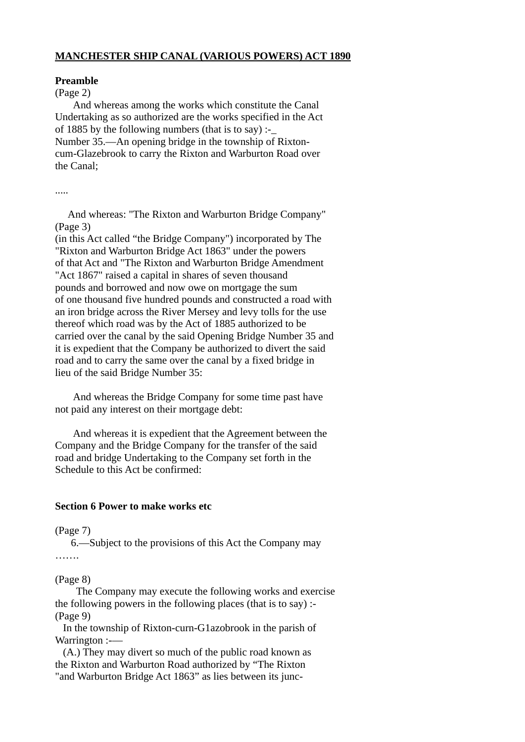**MANCHESTER SHIP CANAL (VARIOUS POWERS) ACT 1890**

**Preamble**

(Page 2)

And whereas among the works which constitute the Canal Undertaking as so authorized are the works specified in the Act of 1885 by the following numbers (that is to say) :-_

Number 35.—An opening bridge in the township of Rixton-cum-Glazebrook to carry the Rixton and Warburton Road over the Canal;

.....

And whereas: "The Rixton and Warburton Bridge Company"
(Page 3)
(in this Act called "the Bridge Company") incorporated by The "Rixton and Warburton Bridge Act 1863" under the powers of that Act and "The Rixton and Warburton Bridge Amendment "Act 1867" raised a capital in shares of seven thousand pounds and borrowed and now owe on mortgage the sum of one thousand five hundred pounds and constructed a road with an iron bridge across the River Mersey and levy tolls for the use thereof which road was by the Act of 1885 authorized to be carried over the canal by the said Opening Bridge Number 35 and it is expedient that the Company be authorized to divert the said road and to carry the same over the canal by a fixed bridge in lieu of the said Bridge Number 35:

And whereas the Bridge Company for some time past have not paid any interest on their mortgage debt:

And whereas it is expedient that the Agreement between the Company and the Bridge Company for the transfer of the said road and bridge Undertaking to the Company set forth in the Schedule to this Act be confirmed:

**Section 6 Power to make works etc**

(Page 7)

6.—Subject to the provisions of this Act the Company may …….

(Page 8)

The Company may execute the following works and exercise the following powers in the following places (that is to say) :-
(Page 9)
In the township of Rixton-curn-G1azobrook in the parish of Warrington :-—

(A.) They may divert so much of the public road known as the Rixton and Warburton Road authorized by "The Rixton "and Warburton Bridge Act 1863" as lies between its junc-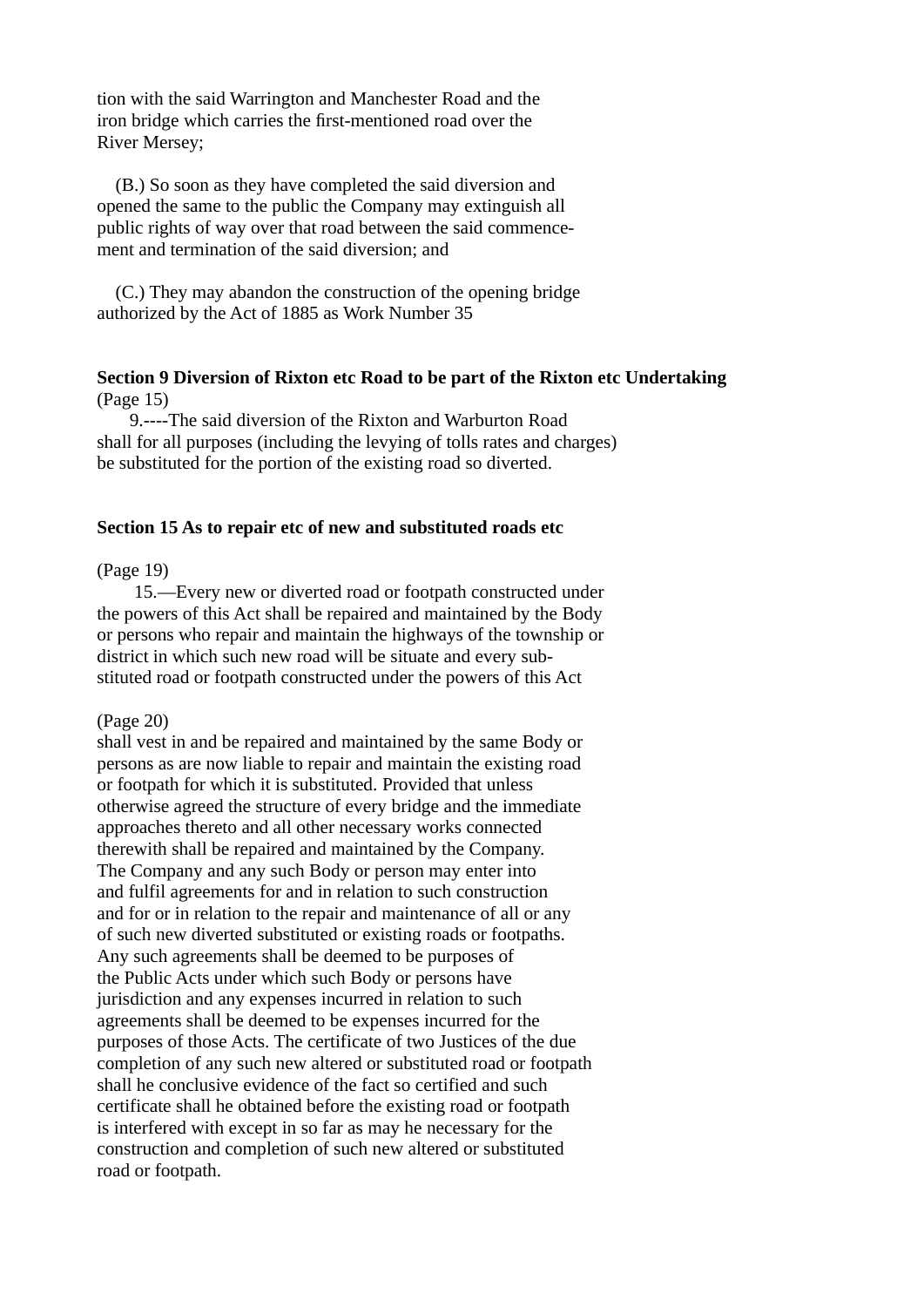tion with the said Warrington and Manchester Road and the iron bridge which carries the first-mentioned road over the River Mersey;

(B.) So soon as they have completed the said diversion and opened the same to the public the Company may extinguish all public rights of way over that road between the said commencement and termination of the said diversion; and

(C.) They may abandon the construction of the opening bridge authorized by the Act of 1885 as Work Number 35

**Section 9 Diversion of Rixton etc Road to be part of the Rixton etc Undertaking**

(Page 15)

9.----The said diversion of the Rixton and Warburton Road shall for all purposes (including the levying of tolls rates and charges) be substituted for the portion of the existing road so diverted.

**Section 15 As to repair etc of new and substituted roads etc**

(Page 19)

15.—Every new or diverted road or footpath constructed under the powers of this Act shall be repaired and maintained by the Body or persons who repair and maintain the highways of the township or district in which such new road will be situate and every substituted road or footpath constructed under the powers of this Act

(Page 20)

shall vest in and be repaired and maintained by the same Body or persons as are now liable to repair and maintain the existing road or footpath for which it is substituted. Provided that unless otherwise agreed the structure of every bridge and the immediate approaches thereto and all other necessary works connected therewith shall be repaired and maintained by the Company. The Company and any such Body or person may enter into and fulfil agreements for and in relation to such construction and for or in relation to the repair and maintenance of all or any of such new diverted substituted or existing roads or footpaths. Any such agreements shall be deemed to be purposes of the Public Acts under which such Body or persons have jurisdiction and any expenses incurred in relation to such agreements shall be deemed to be expenses incurred for the purposes of those Acts. The certificate of two Justices of the due completion of any such new altered or substituted road or footpath shall he conclusive evidence of the fact so certified and such certificate shall he obtained before the existing road or footpath is interfered with except in so far as may he necessary for the construction and completion of such new altered or substituted road or footpath.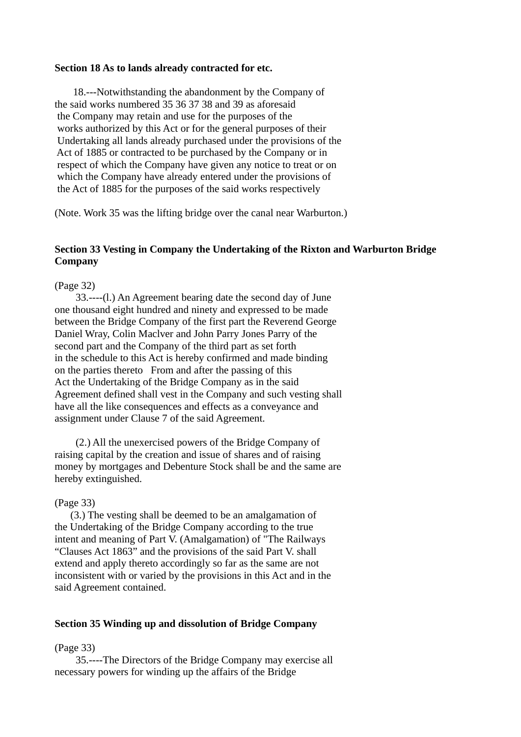**Section 18 As to lands already contracted for etc.**

18.---Notwithstanding the abandonment by the Company of the said works numbered 35 36 37 38 and 39 as aforesaid the Company may retain and use for the purposes of the works authorized by this Act or for the general purposes of their Undertaking all lands already purchased under the provisions of the Act of 1885 or contracted to be purchased by the Company or in respect of which the Company have given any notice to treat or on which the Company have already entered under the provisions of the Act of 1885 for the purposes of the said works respectively

(Note. Work 35 was the lifting bridge over the canal near Warburton.)

**Section 33 Vesting in Company the Undertaking of the Rixton and Warburton Bridge Company**

(Page 32)

33.----(l.) An Agreement bearing date the second day of June one thousand eight hundred and ninety and expressed to be made between the Bridge Company of the first part the Reverend George Daniel Wray, Colin Maclver and John Parry Jones Parry of the second part and the Company of the third part as set forth in the schedule to this Act is hereby confirmed and made binding on the parties thereto From and after the passing of this Act the Undertaking of the Bridge Company as in the said Agreement defined shall vest in the Company and such vesting shall have all the like consequences and effects as a conveyance and assignment under Clause 7 of the said Agreement.

(2.) All the unexercised powers of the Bridge Company of raising capital by the creation and issue of shares and of raising money by mortgages and Debenture Stock shall be and the same are hereby extinguished.

(Page 33)

(3.) The vesting shall be deemed to be an amalgamation of the Undertaking of the Bridge Company according to the true intent and meaning of Part V. (Amalgamation) of "The Railways "Clauses Act 1863" and the provisions of the said Part V. shall extend and apply thereto accordingly so far as the same are not inconsistent with or varied by the provisions in this Act and in the said Agreement contained.

**Section 35 Winding up and dissolution of Bridge Company**

(Page 33)

35.----The Directors of the Bridge Company may exercise all necessary powers for winding up the affairs of the Bridge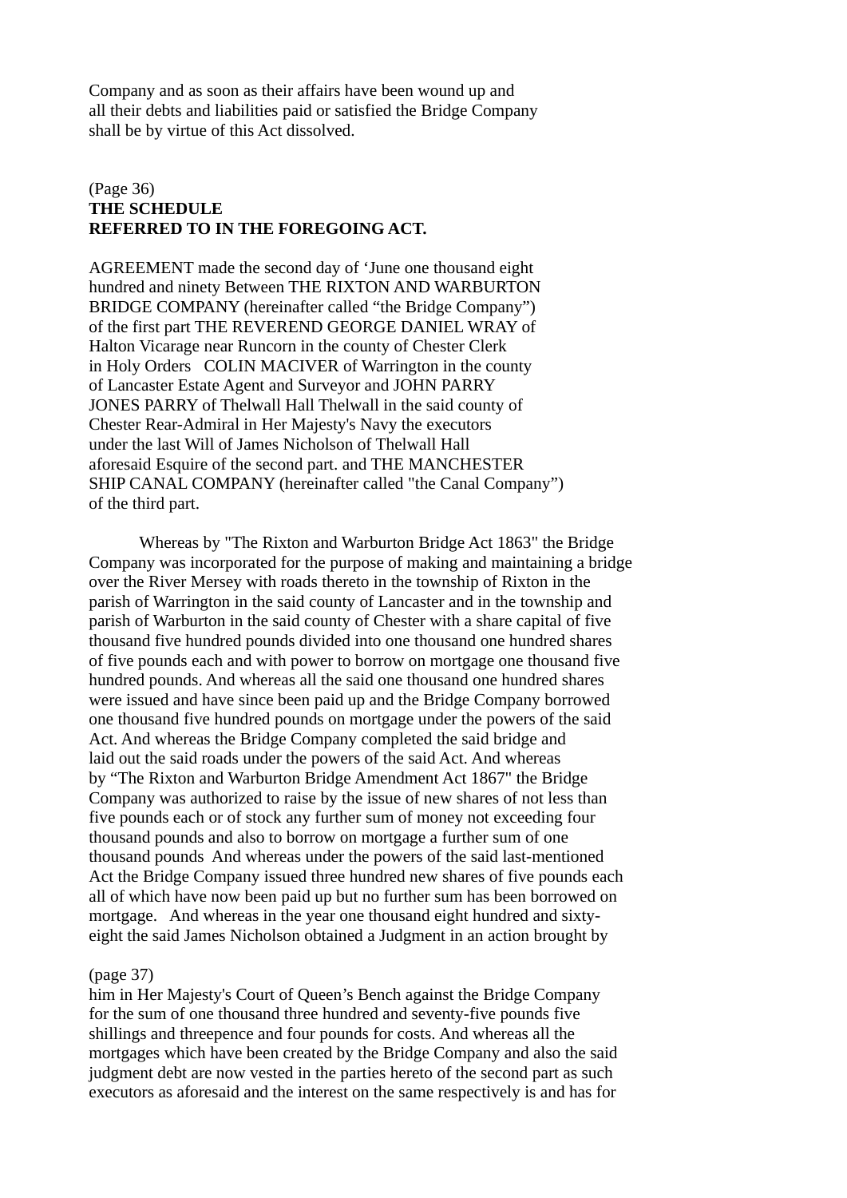Company and as soon as their affairs have been wound up and all their debts and liabilities paid or satisfied the Bridge Company shall be by virtue of this Act dissolved.

(Page 36)

**THE SCHEDULE**
**REFERRED TO IN THE FOREGOING ACT.**

AGREEMENT made the second day of ‘June one thousand eight hundred and ninety Between THE RIXTON AND WARBURTON BRIDGE COMPANY (hereinafter called “the Bridge Company”) of the first part THE REVEREND GEORGE DANIEL WRAY of Halton Vicarage near Runcorn in the county of Chester Clerk in Holy Orders COLIN MACIVER of Warrington in the county of Lancaster Estate Agent and Surveyor and JOHN PARRY JONES PARRY of Thelwall Hall Thelwall in the said county of Chester Rear-Admiral in Her Majesty's Navy the executors under the last Will of James Nicholson of Thelwall Hall aforesaid Esquire of the second part. and THE MANCHESTER SHIP CANAL COMPANY (hereinafter called "the Canal Company”) of the third part.

Whereas by "The Rixton and Warburton Bridge Act 1863" the Bridge Company was incorporated for the purpose of making and maintaining a bridge over the River Mersey with roads thereto in the township of Rixton in the parish of Warrington in the said county of Lancaster and in the township and parish of Warburton in the said county of Chester with a share capital of five thousand five hundred pounds divided into one thousand one hundred shares of five pounds each and with power to borrow on mortgage one thousand five hundred pounds. And whereas all the said one thousand one hundred shares were issued and have since been paid up and the Bridge Company borrowed one thousand five hundred pounds on mortgage under the powers of the said Act. And whereas the Bridge Company completed the said bridge and laid out the said roads under the powers of the said Act. And whereas by “The Rixton and Warburton Bridge Amendment Act 1867" the Bridge Company was authorized to raise by the issue of new shares of not less than five pounds each or of stock any further sum of money not exceeding four thousand pounds and also to borrow on mortgage a further sum of one thousand pounds And whereas under the powers of the said last-mentioned Act the Bridge Company issued three hundred new shares of five pounds each all of which have now been paid up but no further sum has been borrowed on mortgage. And whereas in the year one thousand eight hundred and sixty-eight the said James Nicholson obtained a Judgment in an action brought by

(page 37)

him in Her Majesty's Court of Queen’s Bench against the Bridge Company for the sum of one thousand three hundred and seventy-five pounds five shillings and threepence and four pounds for costs. And whereas all the mortgages which have been created by the Bridge Company and also the said judgment debt are now vested in the parties hereto of the second part as such executors as aforesaid and the interest on the same respectively is and has for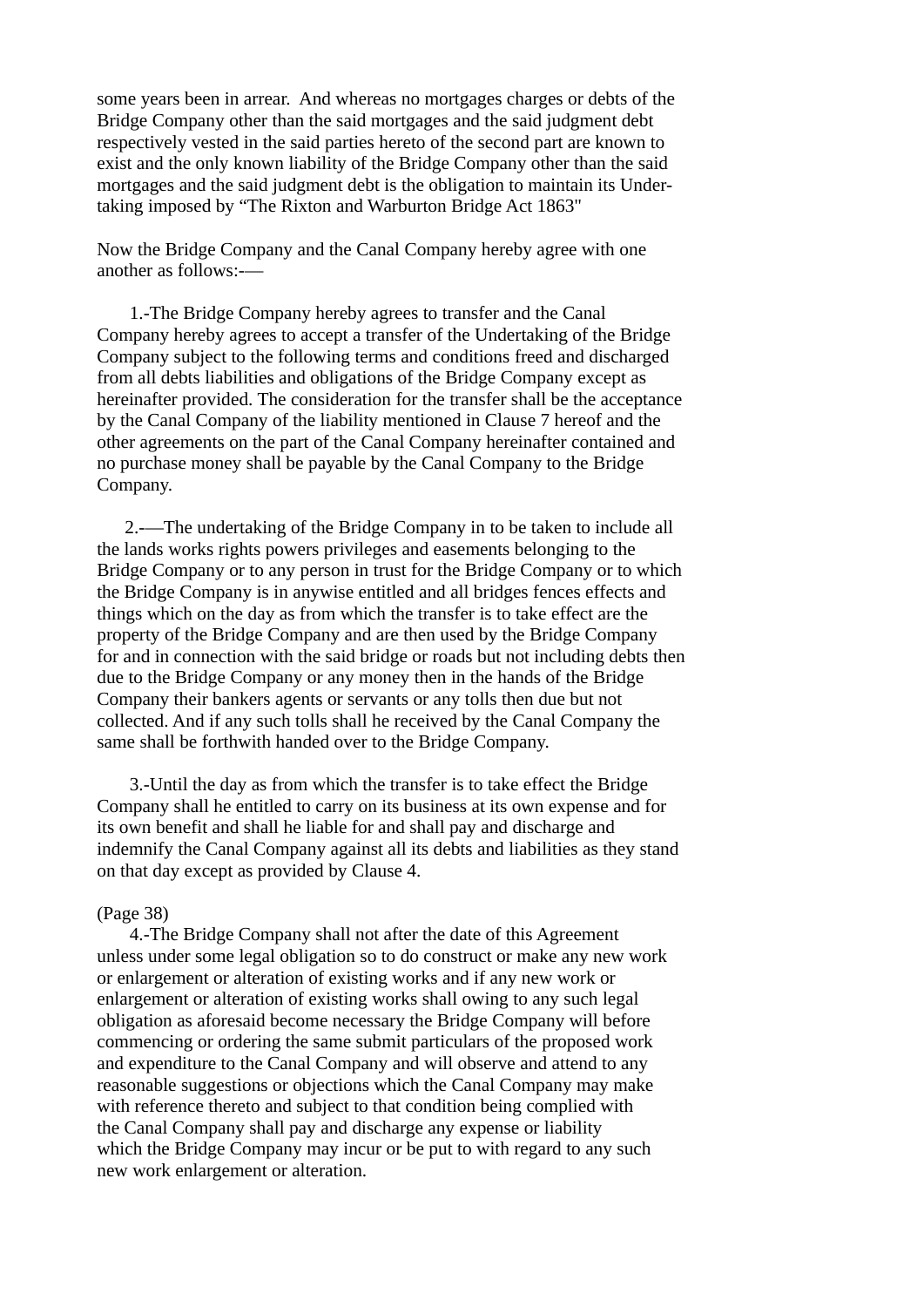some years been in arrear. And whereas no mortgages charges or debts of the Bridge Company other than the said mortgages and the said judgment debt respectively vested in the said parties hereto of the second part are known to exist and the only known liability of the Bridge Company other than the said mortgages and the said judgment debt is the obligation to maintain its Undertaking imposed by "The Rixton and Warburton Bridge Act 1863"

Now the Bridge Company and the Canal Company hereby agree with one another as follows:-—

1.-The Bridge Company hereby agrees to transfer and the Canal Company hereby agrees to accept a transfer of the Undertaking of the Bridge Company subject to the following terms and conditions freed and discharged from all debts liabilities and obligations of the Bridge Company except as hereinafter provided. The consideration for the transfer shall be the acceptance by the Canal Company of the liability mentioned in Clause 7 hereof and the other agreements on the part of the Canal Company hereinafter contained and no purchase money shall be payable by the Canal Company to the Bridge Company.

2.-—The undertaking of the Bridge Company in to be taken to include all the lands works rights powers privileges and easements belonging to the Bridge Company or to any person in trust for the Bridge Company or to which the Bridge Company is in anywise entitled and all bridges fences effects and things which on the day as from which the transfer is to take effect are the property of the Bridge Company and are then used by the Bridge Company for and in connection with the said bridge or roads but not including debts then due to the Bridge Company or any money then in the hands of the Bridge Company their bankers agents or servants or any tolls then due but not collected. And if any such tolls shall he received by the Canal Company the same shall be forthwith handed over to the Bridge Company.

3.-Until the day as from which the transfer is to take effect the Bridge Company shall he entitled to carry on its business at its own expense and for its own benefit and shall he liable for and shall pay and discharge and indemnify the Canal Company against all its debts and liabilities as they stand on that day except as provided by Clause 4.

(Page 38)

4.-The Bridge Company shall not after the date of this Agreement unless under some legal obligation so to do construct or make any new work or enlargement or alteration of existing works and if any new work or enlargement or alteration of existing works shall owing to any such legal obligation as aforesaid become necessary the Bridge Company will before commencing or ordering the same submit particulars of the proposed work and expenditure to the Canal Company and will observe and attend to any reasonable suggestions or objections which the Canal Company may make with reference thereto and subject to that condition being complied with the Canal Company shall pay and discharge any expense or liability which the Bridge Company may incur or be put to with regard to any such new work enlargement or alteration.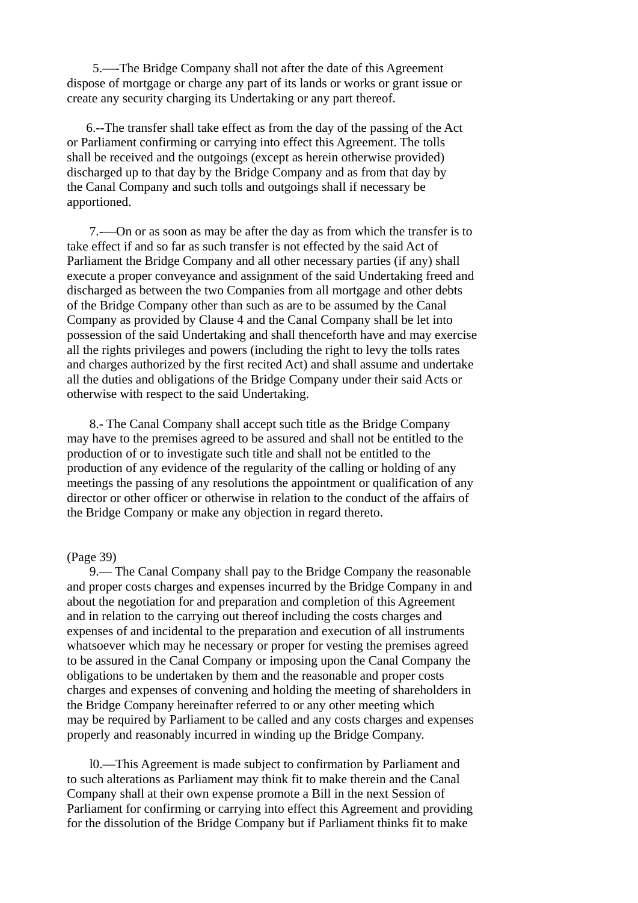5.—-The Bridge Company shall not after the date of this Agreement dispose of mortgage or charge any part of its lands or works or grant issue or create any security charging its Undertaking or any part thereof.

6.--The transfer shall take effect as from the day of the passing of the Act or Parliament confirming or carrying into effect this Agreement. The tolls shall be received and the outgoings (except as herein otherwise provided) discharged up to that day by the Bridge Company and as from that day by the Canal Company and such tolls and outgoings shall if necessary be apportioned.

7.-—On or as soon as may be after the day as from which the transfer is to take effect if and so far as such transfer is not effected by the said Act of Parliament the Bridge Company and all other necessary parties (if any) shall execute a proper conveyance and assignment of the said Undertaking freed and discharged as between the two Companies from all mortgage and other debts of the Bridge Company other than such as are to be assumed by the Canal Company as provided by Clause 4 and the Canal Company shall be let into possession of the said Undertaking and shall thenceforth have and may exercise all the rights privileges and powers (including the right to levy the tolls rates and charges authorized by the first recited Act) and shall assume and undertake all the duties and obligations of the Bridge Company under their said Acts or otherwise with respect to the said Undertaking.

8.- The Canal Company shall accept such title as the Bridge Company may have to the premises agreed to be assured and shall not be entitled to the production of or to investigate such title and shall not be entitled to the production of any evidence of the regularity of the calling or holding of any meetings the passing of any resolutions the appointment or qualification of any director or other officer or otherwise in relation to the conduct of the affairs of the Bridge Company or make any objection in regard thereto.

(Page 39)

9.— The Canal Company shall pay to the Bridge Company the reasonable and proper costs charges and expenses incurred by the Bridge Company in and about the negotiation for and preparation and completion of this Agreement and in relation to the carrying out thereof including the costs charges and expenses of and incidental to the preparation and execution of all instruments whatsoever which may he necessary or proper for vesting the premises agreed to be assured in the Canal Company or imposing upon the Canal Company the obligations to be undertaken by them and the reasonable and proper costs charges and expenses of convening and holding the meeting of shareholders in the Bridge Company hereinafter referred to or any other meeting which may be required by Parliament to be called and any costs charges and expenses properly and reasonably incurred in winding up the Bridge Company.

l0.—This Agreement is made subject to confirmation by Parliament and to such alterations as Parliament may think fit to make therein and the Canal Company shall at their own expense promote a Bill in the next Session of Parliament for confirming or carrying into effect this Agreement and providing for the dissolution of the Bridge Company but if Parliament thinks fit to make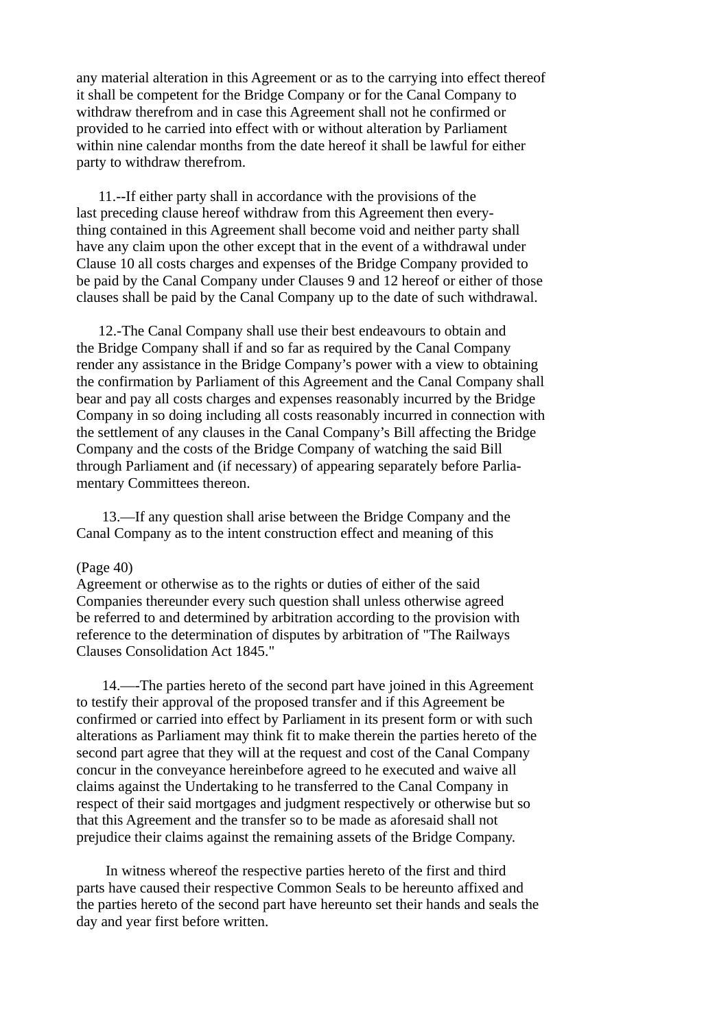any material alteration in this Agreement or as to the carrying into effect thereof it shall be competent for the Bridge Company or for the Canal Company to withdraw therefrom and in case this Agreement shall not he confirmed or provided to he carried into effect with or without alteration by Parliament within nine calendar months from the date hereof it shall be lawful for either party to withdraw therefrom.

11.--If either party shall in accordance with the provisions of the last preceding clause hereof withdraw from this Agreement then everything contained in this Agreement shall become void and neither party shall have any claim upon the other except that in the event of a withdrawal under Clause 10 all costs charges and expenses of the Bridge Company provided to be paid by the Canal Company under Clauses 9 and 12 hereof or either of those clauses shall be paid by the Canal Company up to the date of such withdrawal.

12.-The Canal Company shall use their best endeavours to obtain and the Bridge Company shall if and so far as required by the Canal Company render any assistance in the Bridge Company's power with a view to obtaining the confirmation by Parliament of this Agreement and the Canal Company shall bear and pay all costs charges and expenses reasonably incurred by the Bridge Company in so doing including all costs reasonably incurred in connection with the settlement of any clauses in the Canal Company's Bill affecting the Bridge Company and the costs of the Bridge Company of watching the said Bill through Parliament and (if necessary) of appearing separately before Parliamentary Committees thereon.

13.—If any question shall arise between the Bridge Company and the Canal Company as to the intent construction effect and meaning of this

(Page 40)
Agreement or otherwise as to the rights or duties of either of the said Companies thereunder every such question shall unless otherwise agreed be referred to and determined by arbitration according to the provision with reference to the determination of disputes by arbitration of "The Railways Clauses Consolidation Act 1845."

14.—-The parties hereto of the second part have joined in this Agreement to testify their approval of the proposed transfer and if this Agreement be confirmed or carried into effect by Parliament in its present form or with such alterations as Parliament may think fit to make therein the parties hereto of the second part agree that they will at the request and cost of the Canal Company concur in the conveyance hereinbefore agreed to he executed and waive all claims against the Undertaking to he transferred to the Canal Company in respect of their said mortgages and judgment respectively or otherwise but so that this Agreement and the transfer so to be made as aforesaid shall not prejudice their claims against the remaining assets of the Bridge Company.

In witness whereof the respective parties hereto of the first and third parts have caused their respective Common Seals to be hereunto affixed and the parties hereto of the second part have hereunto set their hands and seals the day and year first before written.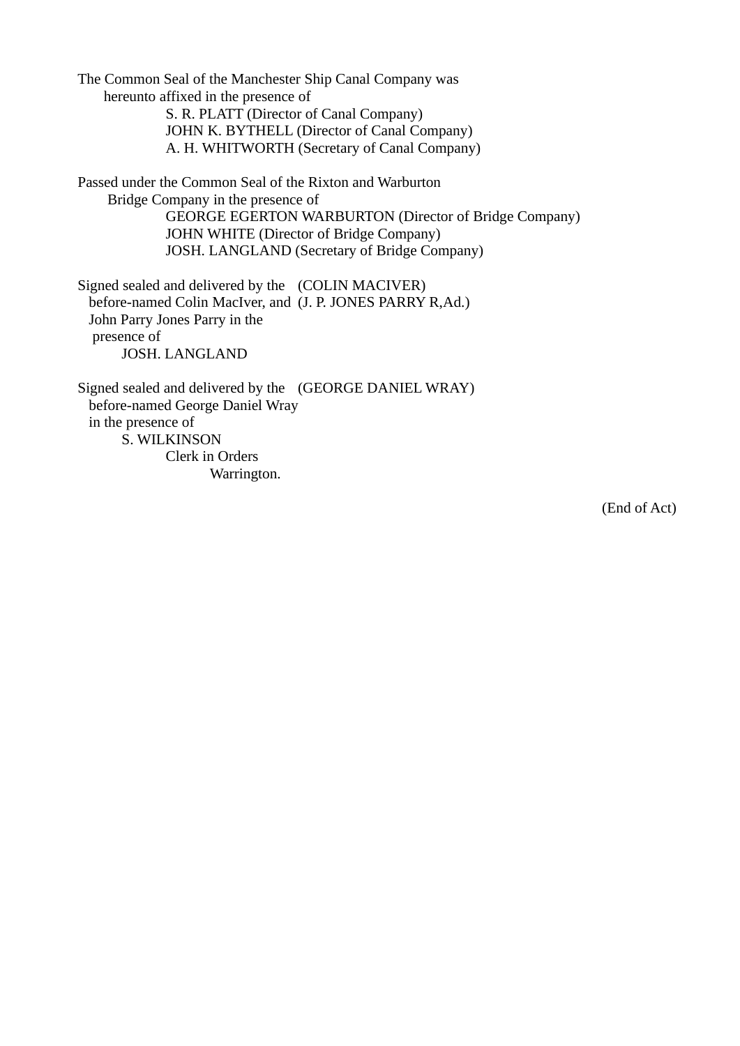The Common Seal of the Manchester Ship Canal Company was
hereunto affixed in the presence of

S. R. PLATT (Director of Canal Company)
JOHN K. BYTHELL (Director of Canal Company)
A. H. WHITWORTH (Secretary of Canal Company)

Passed under the Common Seal of the Rixton and Warburton
Bridge Company in the presence of

GEORGE EGERTON WARBURTON (Director of Bridge Company)
JOHN WHITE (Director of Bridge Company)
JOSH. LANGLAND (Secretary of Bridge Company)

Signed sealed and delivered by the before-named Colin MacIver, and John Parry Jones Parry in the presence of
JOSH. LANGLAND

(COLIN MACIVER)
(J. P. JONES PARRY R,Ad.)

Signed sealed and delivered by the before-named George Daniel Wray in the presence of
S. WILKINSON
Clerk in Orders
Warrington.

(GEORGE DANIEL WRAY)

(End of Act)